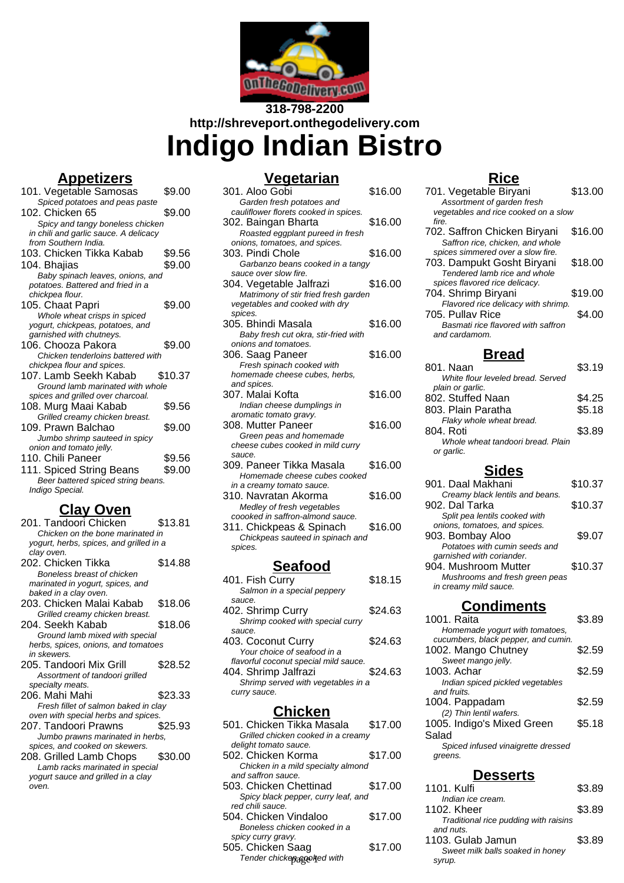318-798-2200
http://shreveport.onthegodelivery.com

# Indigo Indian Bistro

## Appetizers

101. Vegetable Samosas $9.00
*Spiced potatoes and peas paste*

102. Chicken 65 $9.00
*Spicy and tangy boneless chicken in chili and garlic sauce. A delicacy from Southern India.*

103. Chicken Tikka Kabab $9.56

104. Bhajias $9.00
*Baby spinach leaves, onions, and potatoes. Battered and fried in a chickpea flour.*

105. Chaat Papri $9.00
*Whole wheat crisps in spiced yogurt, chickpeas, potatoes, and garnished with chutneys.*

106. Chooza Pakora $9.00
*Chicken tenderloins battered with chickpea flour and spices.*

107. Lamb Seekh Kabab $10.37
*Ground lamb marinated with whole spices and grilled over charcoal.*

108. Murg Maai Kabab $9.56
*Grilled creamy chicken breast.*

109. Prawn Balchao $9.00
*Jumbo shrimp sauteed in spicy onion and tomato jelly.*

110. Chili Paneer $9.56

111. Spiced String Beans $9.00
*Beer battered spiced string beans. Indigo Special.*

## Clay Oven

201. Tandoori Chicken $13.81
*Chicken on the bone marinated in yogurt, herbs, spices, and grilled in a clay oven.*

202. Chicken Tikka $14.88
*Boneless breast of chicken marinated in yogurt, spices, and baked in a clay oven.*

203. Chicken Malai Kabab $18.06
*Grilled creamy chicken breast.*

204. Seekh Kabab $18.06
*Ground lamb mixed with special herbs, spices, onions, and tomatoes in skewers.*

205. Tandoori Mix Grill $28.52
*Assortment of tandoori grilled specialty meats.*

206. Mahi Mahi $23.33
*Fresh fillet of salmon baked in clay oven with special herbs and spices.*

207. Tandoori Prawns $25.93
*Jumbo prawns marinated in herbs, spices, and cooked on skewers.*

208. Grilled Lamb Chops $30.00
*Lamb racks marinated in special yogurt sauce and grilled in a clay oven.*

## Vegetarian

301. Aloo Gobi $16.00
*Garden fresh potatoes and cauliflower florets cooked in spices.*

302. Baingan Bharta $16.00
*Roasted eggplant pureed in fresh onions, tomatoes, and spices.*

303. Pindi Chole $16.00
*Garbanzo beans cooked in a tangy sauce over slow fire.*

304. Vegetable Jalfrazi $16.00
*Matrimony of stir fried fresh garden vegetables and cooked with dry spices.*

305. Bhindi Masala $16.00
*Baby fresh cut okra, stir-fried with onions and tomatoes.*

306. Saag Paneer $16.00
*Fresh spinach cooked with homemade cheese cubes, herbs, and spices.*

307. Malai Kofta $16.00
*Indian cheese dumplings in aromatic tomato gravy.*

308. Mutter Paneer $16.00
*Green peas and homemade cheese cubes cooked in mild curry sauce.*

309. Paneer Tikka Masala $16.00
*Homemade cheese cubes cooked in a creamy tomato sauce.*

310. Navratan Akorma $16.00
*Medley of fresh vegetables coooked in saffron-almond sauce.*

311. Chickpeas & Spinach $16.00
*Chickpeas sauteed in spinach and spices.*

## Seafood

401. Fish Curry $18.15
*Salmon in a special peppery sauce.*

402. Shrimp Curry $24.63
*Shrimp cooked with special curry sauce.*

403. Coconut Curry $24.63
*Your choice of seafood in a flavorful coconut special mild sauce.*

404. Shrimp Jalfrazi $24.63
*Shrimp served with vegetables in a curry sauce.*

## Chicken

501. Chicken Tikka Masala $17.00
*Grilled chicken cooked in a creamy delight tomato sauce.*

502. Chicken Korma $17.00
*Chicken in a mild specialty almond and saffron sauce.*

503. Chicken Chettinad $17.00
*Spicy black pepper, curry leaf, and red chili sauce.*

504. Chicken Vindaloo $17.00
*Boneless chicken cooked in a spicy curry gravy.*

505. Chicken Saag $17.00
*Tender chicken cooked with*

## Rice

701. Vegetable Biryani $13.00
*Assortment of garden fresh vegetables and rice cooked on a slow fire.*

702. Saffron Chicken Biryani $16.00
*Saffron rice, chicken, and whole spices simmered over a slow fire.*

703. Dampukt Gosht Biryani $18.00
*Tendered lamb rice and whole spices flavored rice delicacy.*

704. Shrimp Biryani $19.00
*Flavored rice delicacy with shrimp.*

705. Pullav Rice $4.00
*Basmati rice flavored with saffron and cardamom.*

## Bread

801. Naan $3.19
*White flour leveled bread. Served plain or garlic.*

802. Stuffed Naan $4.25

803. Plain Paratha $5.18
*Flaky whole wheat bread.*

804. Roti $3.89
*Whole wheat tandoori bread. Plain or garlic.*

## Sides

901. Daal Makhani $10.37
*Creamy black lentils and beans.*

902. Dal Tarka $10.37
*Split pea lentils cooked with onions, tomatoes, and spices.*

903. Bombay Aloo $9.07
*Potatoes with cumin seeds and garnished with coriander.*

904. Mushroom Mutter $10.37
*Mushrooms and fresh green peas in creamy mild sauce.*

## Condiments

1001. Raita $3.89
*Homemade yogurt with tomatoes, cucumbers, black pepper, and cumin.*

1002. Mango Chutney $2.59
*Sweet mango jelly.*

1003. Achar $2.59
*Indian spiced pickled vegetables and fruits.*

1004. Pappadam $2.59
*(2) Thin lentil wafers.*

1005. Indigo's Mixed Green Salad $5.18
*Spiced infused vinaigrette dressed greens.*

## Desserts

1101. Kulfi $3.89
*Indian ice cream.*

1102. Kheer $3.89
*Traditional rice pudding with raisins and nuts.*

1103. Gulab Jamun $3.89
*Sweet milk balls soaked in honey syrup.*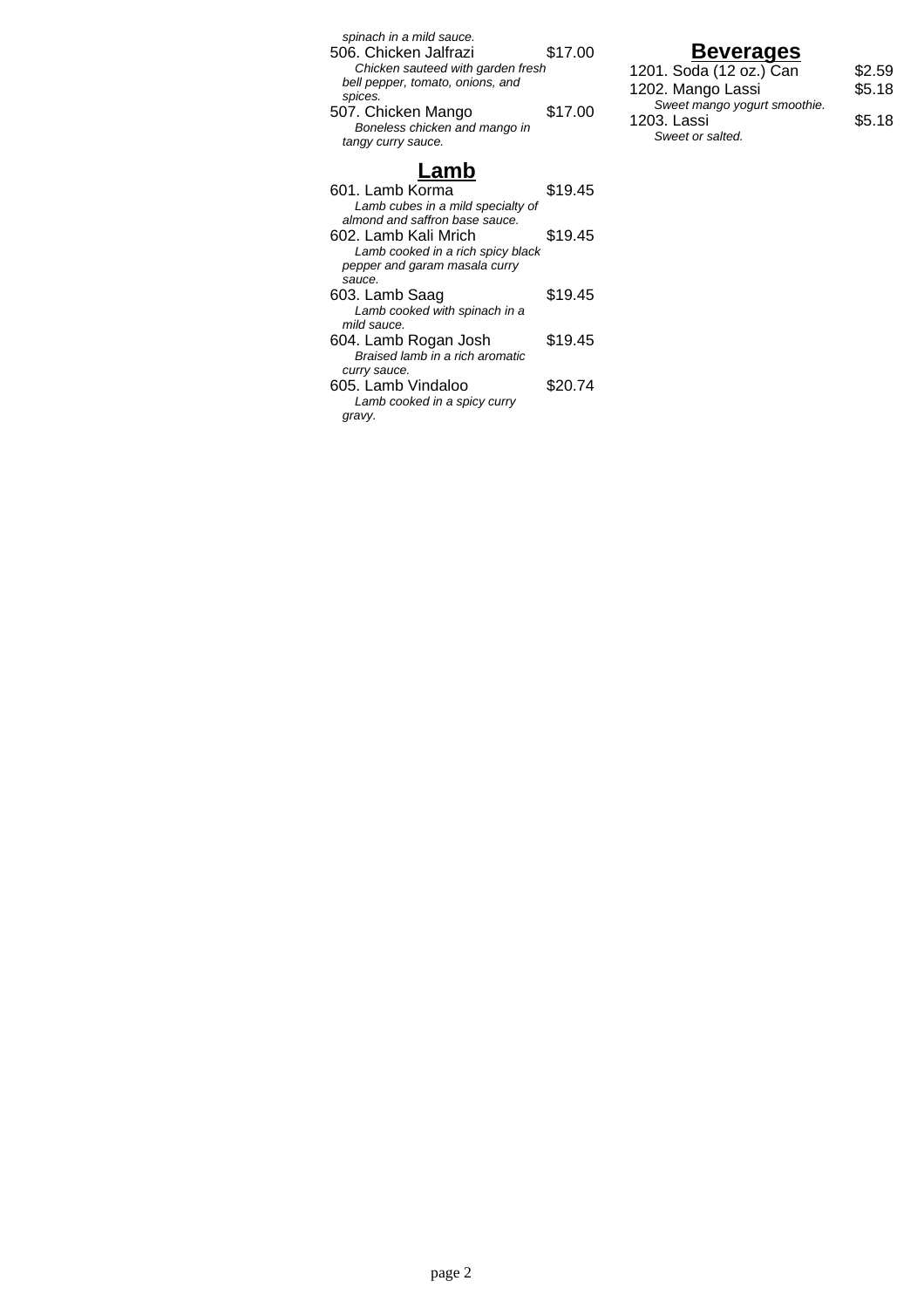*spinach in a mild sauce.*

506. Chicken Jalfrazi $17.00
*Chicken sauteed with garden fresh bell pepper, tomato, onions, and spices.*

507. Chicken Mango $17.00
*Boneless chicken and mango in tangy curry sauce.*

## Lamb

601. Lamb Korma $19.45
*Lamb cubes in a mild specialty of almond and saffron base sauce.*

602. Lamb Kali Mrich $19.45
*Lamb cooked in a rich spicy black pepper and garam masala curry sauce.*

603. Lamb Saag $19.45
*Lamb cooked with spinach in a mild sauce.*

604. Lamb Rogan Josh $19.45
*Braised lamb in a rich aromatic curry sauce.*

605. Lamb Vindaloo $20.74
*Lamb cooked in a spicy curry gravy.*

## Beverages

1201. Soda (12 oz.) Can $2.59

1202. Mango Lassi $5.18
*Sweet mango yogurt smoothie.*

1203. Lassi $5.18
*Sweet or salted.*